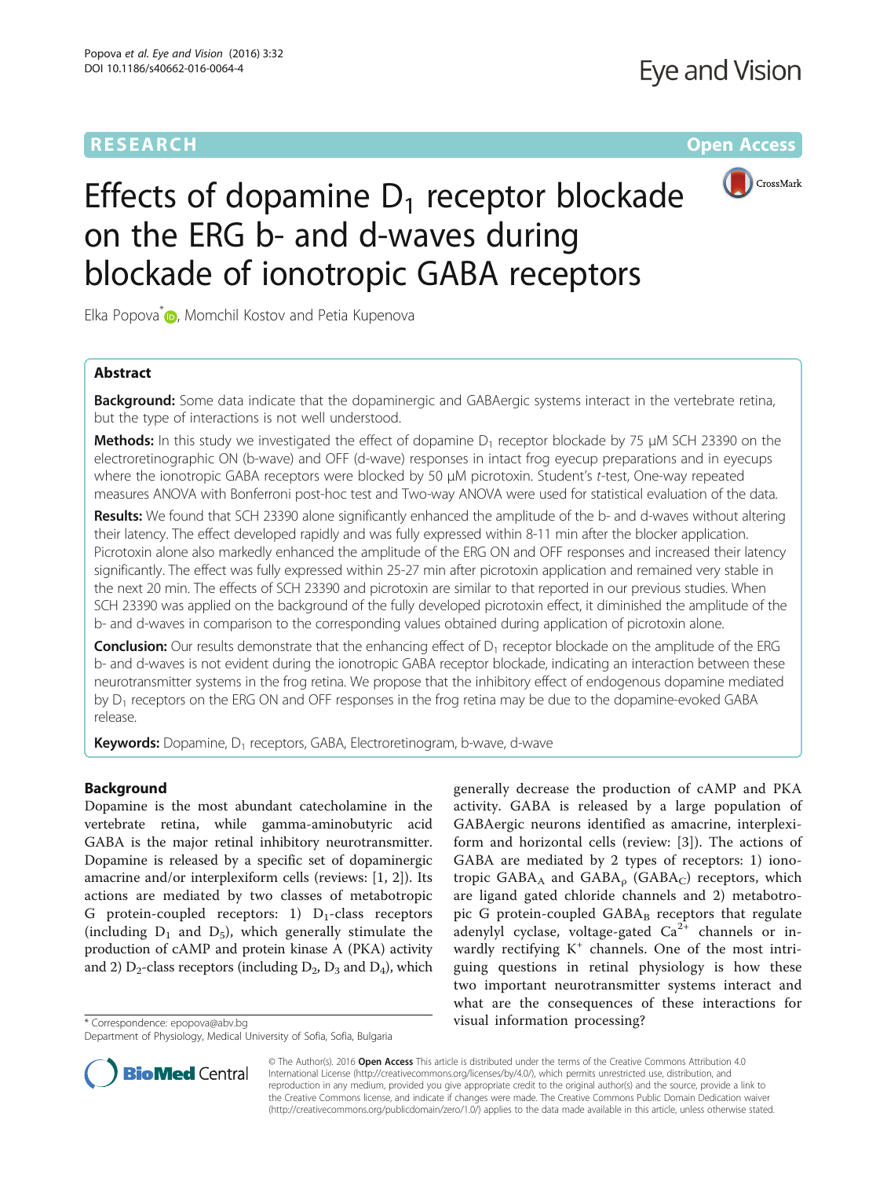**RESEARCH** **Open Access**

# Effects of dopamine $D_1$ receptor blockade on the ERG b- and d-waves during blockade of ionotropic GABA receptors

Elka Popova[*], Momchil Kostov and Petia Kupenova

## Abstract

**Background:** Some data indicate that the dopaminergic and GABAergic systems interact in the vertebrate retina, but the type of interactions is not well understood.

**Methods:** In this study we investigated the effect of dopamine $D_1$ receptor blockade by 75 μM SCH 23390 on the electroretinographic ON (b-wave) and OFF (d-wave) responses in intact frog eyecup preparations and in eyecups where the ionotropic GABA receptors were blocked by 50 μM picrotoxin. Student's *t*-test, One-way repeated measures ANOVA with Bonferroni post-hoc test and Two-way ANOVA were used for statistical evaluation of the data.

**Results:** We found that SCH 23390 alone significantly enhanced the amplitude of the b- and d-waves without altering their latency. The effect developed rapidly and was fully expressed within 8-11 min after the blocker application. Picrotoxin alone also markedly enhanced the amplitude of the ERG ON and OFF responses and increased their latency significantly. The effect was fully expressed within 25-27 min after picrotoxin application and remained very stable in the next 20 min. The effects of SCH 23390 and picrotoxin are similar to that reported in our previous studies. When SCH 23390 was applied on the background of the fully developed picrotoxin effect, it diminished the amplitude of the b- and d-waves in comparison to the corresponding values obtained during application of picrotoxin alone.

**Conclusion:** Our results demonstrate that the enhancing effect of $D_1$ receptor blockade on the amplitude of the ERG b- and d-waves is not evident during the ionotropic GABA receptor blockade, indicating an interaction between these neurotransmitter systems in the frog retina. We propose that the inhibitory effect of endogenous dopamine mediated by $D_1$ receptors on the ERG ON and OFF responses in the frog retina may be due to the dopamine-evoked GABA release.

**Keywords:** Dopamine, $D_1$ receptors, GABA, Electroretinogram, b-wave, d-wave

## Background

Dopamine is the most abundant catecholamine in the vertebrate retina, while gamma-aminobutyric acid GABA is the major retinal inhibitory neurotransmitter. Dopamine is released by a specific set of dopaminergic amacrine and/or interplexiform cells (reviews: [1, 2]). Its actions are mediated by two classes of metabotropic G protein-coupled receptors: 1) $D_1$-class receptors (including $D_1$ and $D_5$), which generally stimulate the production of cAMP and protein kinase A (PKA) activity and 2) $D_2$-class receptors (including $D_2$, $D_3$ and $D_4$), which generally decrease the production of cAMP and PKA activity. GABA is released by a large population of GABAergic neurons identified as amacrine, interplexiform and horizontal cells (review: [3]). The actions of GABA are mediated by 2 types of receptors: 1) ionotropic $GABA_A$ and $GABA_\rho$ ($GABA_C$) receptors, which are ligand gated chloride channels and 2) metabotropic G protein-coupled $GABA_B$ receptors that regulate adenylyl cyclase, voltage-gated $Ca^{2+}$ channels or inwardly rectifying $K^+$ channels. One of the most intriguing questions in retinal physiology is how these two important neurotransmitter systems interact and what are the consequences of these interactions for visual information processing?

* Correspondence: epopova@abv.bg
Department of Physiology, Medical University of Sofia, Sofia, Bulgaria

© The Author(s). 2016 **Open Access** This article is distributed under the terms of the Creative Commons Attribution 4.0 International License (http://creativecommons.org/licenses/by/4.0/), which permits unrestricted use, distribution, and reproduction in any medium, provided you give appropriate credit to the original author(s) and the source, provide a link to the Creative Commons license, and indicate if changes were made. The Creative Commons Public Domain Dedication waiver (http://creativecommons.org/publicdomain/zero/1.0/) applies to the data made available in this article, unless otherwise stated.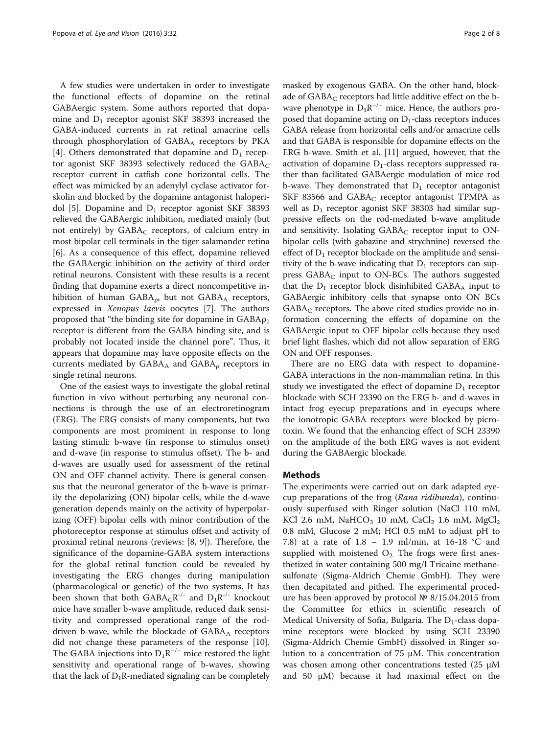A few studies were undertaken in order to investigate the functional effects of dopamine on the retinal GABAergic system. Some authors reported that dopamine and $D_1$ receptor agonist SKF 38393 increased the GABA-induced currents in rat retinal amacrine cells through phosphorylation of $GABA_A$ receptors by PKA [4]. Others demonstrated that dopamine and $D_1$ receptor agonist SKF 38393 selectively reduced the $GABA_C$ receptor current in catfish cone horizontal cells. The effect was mimicked by an adenylyl cyclase activator forskolin and blocked by the dopamine antagonist haloperidol [5]. Dopamine and $D_1$ receptor agonist SKF 38393 relieved the GABAergic inhibition, mediated mainly (but not entirely) by $GABA_C$ receptors, of calcium entry in most bipolar cell terminals in the tiger salamander retina [6]. As a consequence of this effect, dopamine relieved the GABAergic inhibition on the activity of third order retinal neurons. Consistent with these results is a recent finding that dopamine exerts a direct noncompetitive inhibition of human $GABA_\rho$, but not $GABA_A$ receptors, expressed in *Xenopus laevis* oocytes [7]. The authors proposed that "the binding site for dopamine in $GABA\rho_1$ receptor is different from the GABA binding site, and is probably not located inside the channel pore". Thus, it appears that dopamine may have opposite effects on the currents mediated by $GABA_A$ and $GABA_\rho$ receptors in single retinal neurons.

One of the easiest ways to investigate the global retinal function in vivo without perturbing any neuronal connections is through the use of an electroretinogram (ERG). The ERG consists of many components, but two components are most prominent in response to long lasting stimuli: b-wave (in response to stimulus onset) and d-wave (in response to stimulus offset). The b- and d-waves are usually used for assessment of the retinal ON and OFF channel activity. There is general consensus that the neuronal generator of the b-wave is primarily the depolarizing (ON) bipolar cells, while the d-wave generation depends mainly on the activity of hyperpolarizing (OFF) bipolar cells with minor contribution of the photoreceptor response at stimulus offset and activity of proximal retinal neurons (reviews: [8, 9]). Therefore, the significance of the dopamine-GABA system interactions for the global retinal function could be revealed by investigating the ERG changes during manipulation (pharmacological or genetic) of the two systems. It has been shown that both $GABA_CR^{-/-}$ and $D_1R^{-/-}$ knockout mice have smaller b-wave amplitude, reduced dark sensitivity and compressed operational range of the rod-driven b-wave, while the blockade of $GABA_A$ receptors did not change these parameters of the response [10]. The GABA injections into $D_1R^{-/-}$ mice restored the light sensitivity and operational range of b-waves, showing that the lack of $D_1R$-mediated signaling can be completely masked by exogenous GABA. On the other hand, blockade of $GABA_C$ receptors had little additive effect on the b-wave phenotype in $D_1R^{-/-}$ mice. Hence, the authors proposed that dopamine acting on $D_1$-class receptors induces GABA release from horizontal cells and/or amacrine cells and that GABA is responsible for dopamine effects on the ERG b-wave. Smith et al. [11] argued, however, that the activation of dopamine $D_1$-class receptors suppressed rather than facilitated GABAergic modulation of mice rod b-wave. They demonstrated that $D_1$ receptor antagonist SKF 83566 and $GABA_C$ receptor antagonist TPMPA as well as $D_1$ receptor agonist SKF 38303 had similar suppressive effects on the rod-mediated b-wave amplitude and sensitivity. Isolating $GABA_C$ receptor input to ON-bipolar cells (with gabazine and strychnine) reversed the effect of $D_1$ receptor blockade on the amplitude and sensitivity of the b-wave indicating that $D_1$ receptors can suppress $GABA_C$ input to ON-BCs. The authors suggested that the $D_1$ receptor block disinhibited $GABA_A$ input to GABAergic inhibitory cells that synapse onto ON BCs $GABA_C$ receptors. The above cited studies provide no information concerning the effects of dopamine on the GABAergic input to OFF bipolar cells because they used brief light flashes, which did not allow separation of ERG ON and OFF responses.

There are no ERG data with respect to dopamine-GABA interactions in the non-mammalian retina. In this study we investigated the effect of dopamine $D_1$ receptor blockade with SCH 23390 on the ERG b- and d-waves in intact frog eyecup preparations and in eyecups where the ionotropic GABA receptors were blocked by picrotoxin. We found that the enhancing effect of SCH 23390 on the amplitude of the both ERG waves is not evident during the GABAergic blockade.

## Methods

The experiments were carried out on dark adapted eyecup preparations of the frog (*Rana ridibunda*), continuously superfused with Ringer solution (NaCl 110 mM, KCl 2.6 mM, $NaHCO_3$ 10 mM, $CaCl_2$ 1.6 mM, $MgCl_2$ 0.8 mM, Glucose 2 mM; HCl 0.5 mM to adjust pH to 7.8) at a rate of 1.8 – 1.9 ml/min, at 16-18 °C and supplied with moistened $O_2$. The frogs were first anesthetized in water containing 500 mg/l Tricaine methanesulfonate (Sigma-Aldrich Chemie GmbH). They were then decapitated and pithed. The experimental procedure has been approved by protocol № 8/15.04.2015 from the Committee for ethics in scientific research of Medical University of Sofia, Bulgaria. The $D_1$-class dopamine receptors were blocked by using SCH 23390 (Sigma-Aldrich Chemie GmbH) dissolved in Ringer solution to a concentration of 75 μM. This concentration was chosen among other concentrations tested (25 μM and 50 μM) because it had maximal effect on the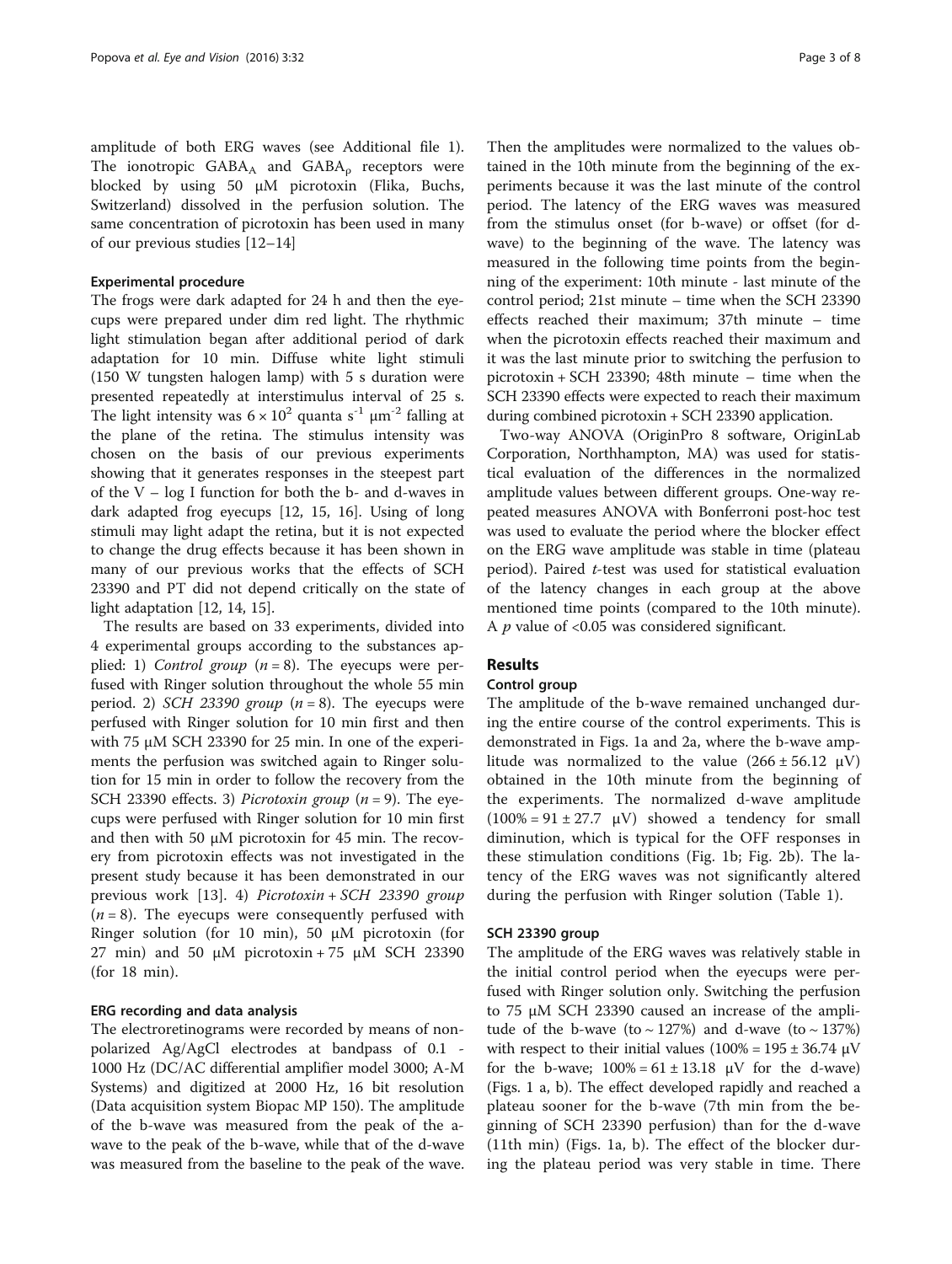amplitude of both ERG waves (see Additional file 1). The ionotropic $GABA_A$ and $GABA_\rho$ receptors were blocked by using 50 μM picrotoxin (Flika, Buchs, Switzerland) dissolved in the perfusion solution. The same concentration of picrotoxin has been used in many of our previous studies [12–14]

### Experimental procedure

The frogs were dark adapted for 24 h and then the eyecups were prepared under dim red light. The rhythmic light stimulation began after additional period of dark adaptation for 10 min. Diffuse white light stimuli (150 W tungsten halogen lamp) with 5 s duration were presented repeatedly at interstimulus interval of 25 s. The light intensity was $6 \times 10^2$ quanta $s^{-1}$ $\mu m^{-2}$ falling at the plane of the retina. The stimulus intensity was chosen on the basis of our previous experiments showing that it generates responses in the steepest part of the V – log I function for both the b- and d-waves in dark adapted frog eyecups [12, 15, 16]. Using of long stimuli may light adapt the retina, but it is not expected to change the drug effects because it has been shown in many of our previous works that the effects of SCH 23390 and PT did not depend critically on the state of light adaptation [12, 14, 15].

The results are based on 33 experiments, divided into 4 experimental groups according to the substances applied: 1) *Control group* ($n = 8$). The eyecups were perfused with Ringer solution throughout the whole 55 min period. 2) *SCH 23390 group* ($n = 8$). The eyecups were perfused with Ringer solution for 10 min first and then with 75 μM SCH 23390 for 25 min. In one of the experiments the perfusion was switched again to Ringer solution for 15 min in order to follow the recovery from the SCH 23390 effects. 3) *Picrotoxin group* ($n = 9$). The eyecups were perfused with Ringer solution for 10 min first and then with 50 μM picrotoxin for 45 min. The recovery from picrotoxin effects was not investigated in the present study because it has been demonstrated in our previous work [13]. 4) *Picrotoxin + SCH 23390 group* ($n = 8$). The eyecups were consequently perfused with Ringer solution (for 10 min), 50 μM picrotoxin (for 27 min) and 50 μM picrotoxin + 75 μM SCH 23390 (for 18 min).

### ERG recording and data analysis

The electroretinograms were recorded by means of nonpolarized Ag/AgCl electrodes at bandpass of 0.1 - 1000 Hz (DC/AC differential amplifier model 3000; A-M Systems) and digitized at 2000 Hz, 16 bit resolution (Data acquisition system Biopac MP 150). The amplitude of the b-wave was measured from the peak of the a-wave to the peak of the b-wave, while that of the d-wave was measured from the baseline to the peak of the wave. Then the amplitudes were normalized to the values obtained in the 10th minute from the beginning of the experiments because it was the last minute of the control period. The latency of the ERG waves was measured from the stimulus onset (for b-wave) or offset (for d-wave) to the beginning of the wave. The latency was measured in the following time points from the beginning of the experiment: 10th minute - last minute of the control period; 21st minute – time when the SCH 23390 effects reached their maximum; 37th minute – time when the picrotoxin effects reached their maximum and it was the last minute prior to switching the perfusion to picrotoxin + SCH 23390; 48th minute – time when the SCH 23390 effects were expected to reach their maximum during combined picrotoxin + SCH 23390 application.

Two-way ANOVA (OriginPro 8 software, OriginLab Corporation, Northhampton, MA) was used for statistical evaluation of the differences in the normalized amplitude values between different groups. One-way repeated measures ANOVA with Bonferroni post-hoc test was used to evaluate the period where the blocker effect on the ERG wave amplitude was stable in time (plateau period). Paired *t*-test was used for statistical evaluation of the latency changes in each group at the above mentioned time points (compared to the 10th minute). A $p$ value of <0.05 was considered significant.

## Results

### Control group

The amplitude of the b-wave remained unchanged during the entire course of the control experiments. This is demonstrated in Figs. 1a and 2a, where the b-wave amplitude was normalized to the value (266 ± 56.12 μV) obtained in the 10th minute from the beginning of the experiments. The normalized d-wave amplitude (100% = 91 ± 27.7 μV) showed a tendency for small diminution, which is typical for the OFF responses in these stimulation conditions (Fig. 1b; Fig. 2b). The latency of the ERG waves was not significantly altered during the perfusion with Ringer solution (Table 1).

### SCH 23390 group

The amplitude of the ERG waves was relatively stable in the initial control period when the eyecups were perfused with Ringer solution only. Switching the perfusion to 75 μM SCH 23390 caused an increase of the amplitude of the b-wave (to ~ 127%) and d-wave (to ~ 137%) with respect to their initial values (100% = 195 ± 36.74 μV for the b-wave; 100% = 61 ± 13.18 μV for the d-wave) (Figs. 1 a, b). The effect developed rapidly and reached a plateau sooner for the b-wave (7th min from the beginning of SCH 23390 perfusion) than for the d-wave (11th min) (Figs. 1a, b). The effect of the blocker during the plateau period was very stable in time. There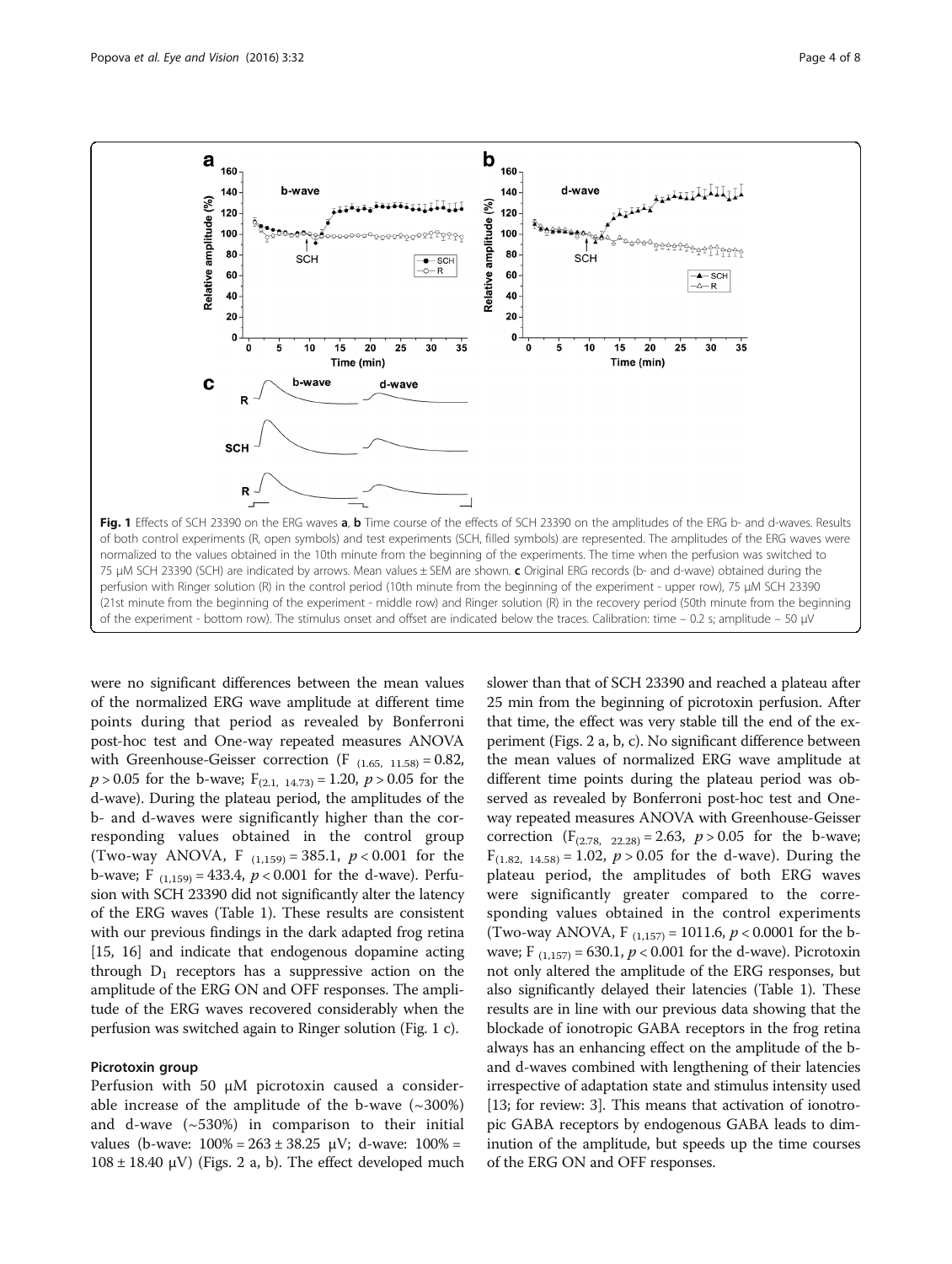**Fig. 1** Effects of SCH 23390 on the ERG waves **a**, **b** Time course of the effects of SCH 23390 on the amplitudes of the ERG b- and d-waves. Results of both control experiments (R, open symbols) and test experiments (SCH, filled symbols) are represented. The amplitudes of the ERG waves were normalized to the values obtained in the 10th minute from the beginning of the experiments. The time when the perfusion was switched to 75 μM SCH 23390 (SCH) are indicated by arrows. Mean values ± SEM are shown. **c** Original ERG records (b- and d-wave) obtained during the perfusion with Ringer solution (R) in the control period (10th minute from the beginning of the experiment - upper row), 75 μM SCH 23390 (21st minute from the beginning of the experiment - middle row) and Ringer solution (R) in the recovery period (50th minute from the beginning of the experiment - bottom row). The stimulus onset and offset are indicated below the traces. Calibration: time – 0.2 s; amplitude – 50 μV

were no significant differences between the mean values of the normalized ERG wave amplitude at different time points during that period as revealed by Bonferroni post-hoc test and One-way repeated measures ANOVA with Greenhouse-Geisser correction ($F_{(1.65,\ 11.58)} = 0.82$, $p > 0.05$ for the b-wave; $F_{(2.1,\ 14.73)} = 1.20$, $p > 0.05$ for the d-wave). During the plateau period, the amplitudes of the b- and d-waves were significantly higher than the corresponding values obtained in the control group (Two-way ANOVA, $F_{(1,159)} = 385.1$, $p < 0.001$ for the b-wave; $F_{(1,159)} = 433.4$, $p < 0.001$ for the d-wave). Perfusion with SCH 23390 did not significantly alter the latency of the ERG waves (Table 1). These results are consistent with our previous findings in the dark adapted frog retina [15, 16] and indicate that endogenous dopamine acting through $D_1$ receptors has a suppressive action on the amplitude of the ERG ON and OFF responses. The amplitude of the ERG waves recovered considerably when the perfusion was switched again to Ringer solution (Fig. 1 c).

#### Picrotoxin group

Perfusion with 50 μM picrotoxin caused a considerable increase of the amplitude of the b-wave (~300%) and d-wave (~530%) in comparison to their initial values (b-wave: 100% = 263 ± 38.25 μV; d-wave: 100% = 108 ± 18.40 μV) (Figs. 2 a, b). The effect developed much slower than that of SCH 23390 and reached a plateau after 25 min from the beginning of picrotoxin perfusion. After that time, the effect was very stable till the end of the experiment (Figs. 2 a, b, c). No significant difference between the mean values of normalized ERG wave amplitude at different time points during the plateau period was observed as revealed by Bonferroni post-hoc test and One-way repeated measures ANOVA with Greenhouse-Geisser correction ($F_{(2.78,\ 22.28)} = 2.63$, $p > 0.05$ for the b-wave; $F_{(1.82,\ 14.58)} = 1.02$, $p > 0.05$ for the d-wave). During the plateau period, the amplitudes of both ERG waves were significantly greater compared to the corresponding values obtained in the control experiments (Two-way ANOVA, $F_{(1,157)} = 1011.6$, $p < 0.0001$ for the b-wave; $F_{(1,157)} = 630.1$, $p < 0.001$ for the d-wave). Picrotoxin not only altered the amplitude of the ERG responses, but also significantly delayed their latencies (Table 1). These results are in line with our previous data showing that the blockade of ionotropic GABA receptors in the frog retina always has an enhancing effect on the amplitude of the b- and d-waves combined with lengthening of their latencies irrespective of adaptation state and stimulus intensity used [13; for review: 3]. This means that activation of ionotropic GABA receptors by endogenous GABA leads to diminution of the amplitude, but speeds up the time courses of the ERG ON and OFF responses.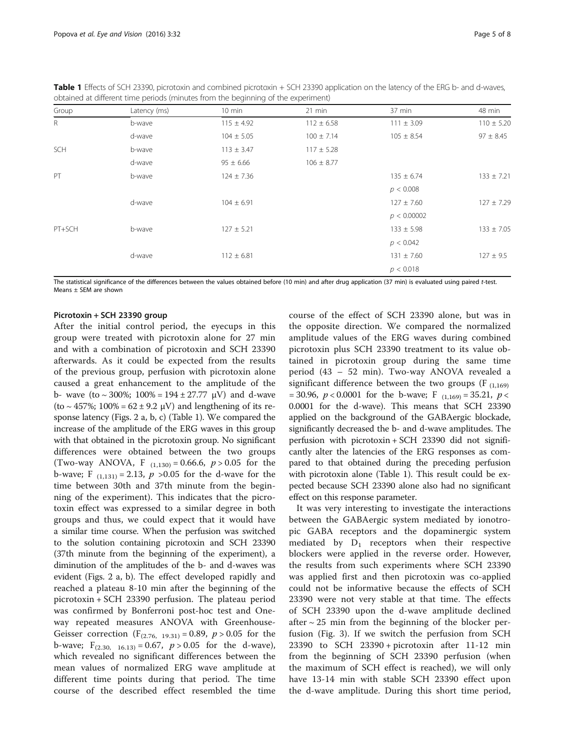**Table 1** Effects of SCH 23390, picrotoxin and combined picrotoxin + SCH 23390 application on the latency of the ERG b- and d-waves, obtained at different time periods (minutes from the beginning of the experiment)

| Group | Latency (ms) | 10 min | 21 min | 37 min | 48 min |
|---|---|---|---|---|---|
| R | b-wave | 115 ± 4.92 | 112 ± 6.58 | 111 ± 3.09 | 110 ± 5.20 |
| | d-wave | 104 ± 5.05 | 100 ± 7.14 | 105 ± 8.54 | 97 ± 8.45 |
| SCH | b-wave | 113 ± 3.47 | 117 ± 5.28 | | |
| | d-wave | 95 ± 6.66 | 106 ± 8.77 | | |
| PT | b-wave | 124 ± 7.36 | | 135 ± 6.74 $p < 0.008$ | 133 ± 7.21 |
| | d-wave | 104 ± 6.91 | | 127 ± 7.60 $p < 0.00002$ | 127 ± 7.29 |
| PT+SCH | b-wave | 127 ± 5.21 | | 133 ± 5.98 $p < 0.042$ | 133 ± 7.05 |
| | d-wave | 112 ± 6.81 | | 131 ± 7.60 $p < 0.018$ | 127 ± 9.5 |

The statistical significance of the differences between the values obtained before (10 min) and after drug application (37 min) is evaluated using paired *t*-test. Means ± SEM are shown

#### Picrotoxin + SCH 23390 group

After the initial control period, the eyecups in this group were treated with picrotoxin alone for 27 min and with a combination of picrotoxin and SCH 23390 afterwards. As it could be expected from the results of the previous group, perfusion with picrotoxin alone caused a great enhancement to the amplitude of the b- wave (to ~ 300%; 100% = 194 ± 27.77 μV) and d-wave (to ~ 457%; 100% = 62 ± 9.2 μV) and lengthening of its response latency (Figs. 2 a, b, c) (Table 1). We compared the increase of the amplitude of the ERG waves in this group with that obtained in the picrotoxin group. No significant differences were obtained between the two groups (Two-way ANOVA, $F_{(1,130)} = 0.66.6$, $p > 0.05$ for the b-wave; $F_{(1,131)} = 2.13$, $p > 0.05$ for the d-wave for the time between 30th and 37th minute from the beginning of the experiment). This indicates that the picrotoxin effect was expressed to a similar degree in both groups and thus, we could expect that it would have a similar time course. When the perfusion was switched to the solution containing picrotoxin and SCH 23390 (37th minute from the beginning of the experiment), a diminution of the amplitudes of the b- and d-waves was evident (Figs. 2 a, b). The effect developed rapidly and reached a plateau 8-10 min after the beginning of the picrotoxin + SCH 23390 perfusion. The plateau period was confirmed by Bonferroni post-hoc test and One-way repeated measures ANOVA with Greenhouse-Geisser correction ($F_{(2.76,\ 19.31)} = 0.89$, $p > 0.05$ for the b-wave; $F_{(2.30,\ 16.13)} = 0.67$, $p > 0.05$ for the d-wave), which revealed no significant differences between the mean values of normalized ERG wave amplitude at different time points during that period. The time course of the described effect resembled the time course of the effect of SCH 23390 alone, but was in the opposite direction. We compared the normalized amplitude values of the ERG waves during combined picrotoxin plus SCH 23390 treatment to its value obtained in picrotoxin group during the same time period (43 – 52 min). Two-way ANOVA revealed a significant difference between the two groups ($F_{(1,169)} = 30.96$, $p < 0.0001$ for the b-wave; $F_{(1,169)} = 35.21$, $p < 0.0001$ for the d-wave). This means that SCH 23390 applied on the background of the GABAergic blockade, significantly decreased the b- and d-wave amplitudes. The perfusion with picrotoxin + SCH 23390 did not significantly alter the latencies of the ERG responses as compared to that obtained during the preceding perfusion with picrotoxin alone (Table 1). This result could be expected because SCH 23390 alone also had no significant effect on this response parameter.

It was very interesting to investigate the interactions between the GABAergic system mediated by ionotropic GABA receptors and the dopaminergic system mediated by $D_1$ receptors when their respective blockers were applied in the reverse order. However, the results from such experiments where SCH 23390 was applied first and then picrotoxin was co-applied could not be informative because the effects of SCH 23390 were not very stable at that time. The effects of SCH 23390 upon the d-wave amplitude declined after ~ 25 min from the beginning of the blocker perfusion (Fig. 3). If we switch the perfusion from SCH 23390 to SCH 23390 + picrotoxin after 11-12 min from the beginning of SCH 23390 perfusion (when the maximum of SCH effect is reached), we will only have 13-14 min with stable SCH 23390 effect upon the d-wave amplitude. During this short time period,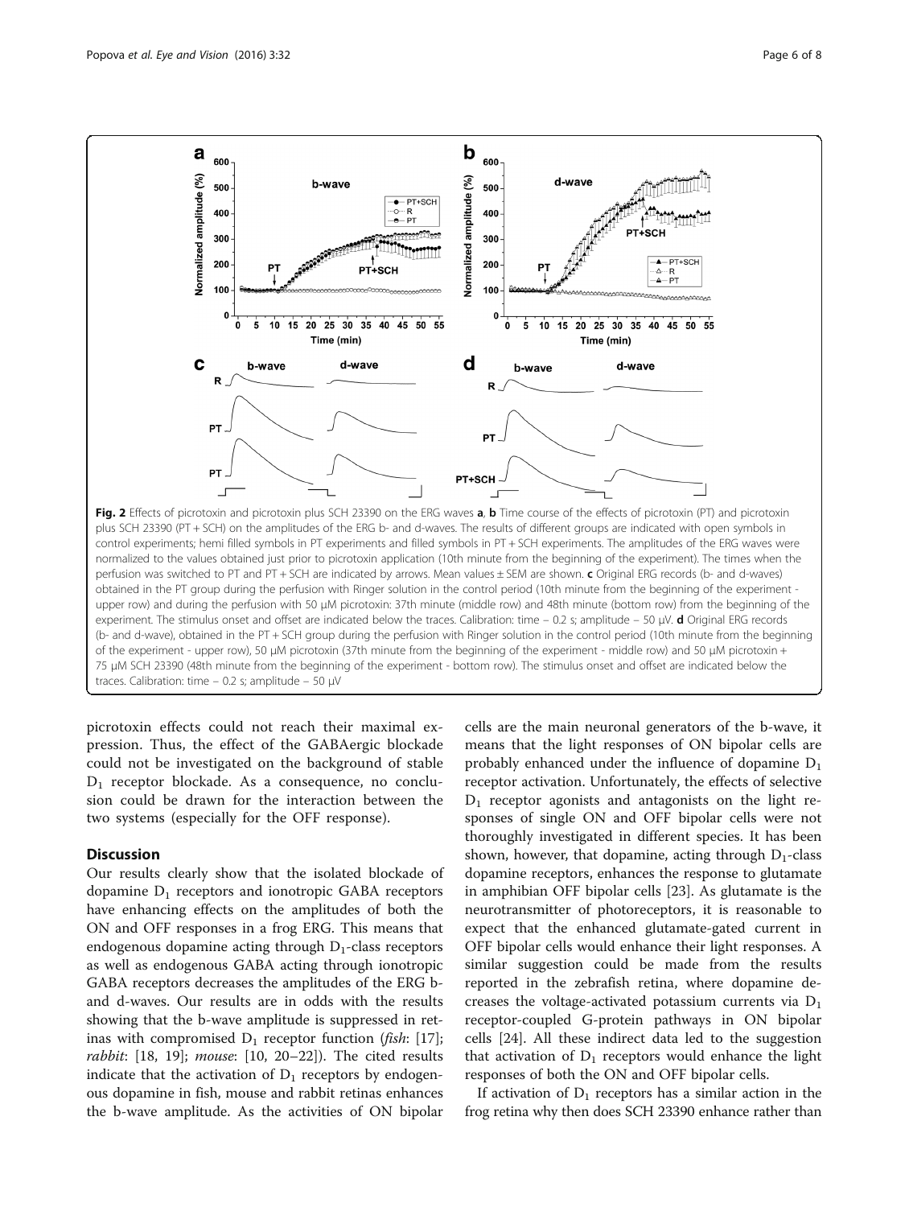Fig. 2 Effects of picrotoxin and picrotoxin plus SCH 23390 on the ERG waves **a**, **b** Time course of the effects of picrotoxin (PT) and picrotoxin plus SCH 23390 (PT + SCH) on the amplitudes of the ERG b- and d-waves. The results of different groups are indicated with open symbols in control experiments; hemi filled symbols in PT experiments and filled symbols in PT + SCH experiments. The amplitudes of the ERG waves were normalized to the values obtained just prior to picrotoxin application (10th minute from the beginning of the experiment). The times when the perfusion was switched to PT and PT + SCH are indicated by arrows. Mean values ± SEM are shown. **c** Original ERG records (b- and d-waves) obtained in the PT group during the perfusion with Ringer solution in the control period (10th minute from the beginning of the experiment - upper row) and during the perfusion with 50 μM picrotoxin: 37th minute (middle row) and 48th minute (bottom row) from the beginning of the experiment. The stimulus onset and offset are indicated below the traces. Calibration: time – 0.2 s; amplitude – 50 μV. **d** Original ERG records (b- and d-wave), obtained in the PT + SCH group during the perfusion with Ringer solution in the control period (10th minute from the beginning of the experiment - upper row), 50 μM picrotoxin (37th minute from the beginning of the experiment - middle row) and 50 μM picrotoxin + 75 μM SCH 23390 (48th minute from the beginning of the experiment - bottom row). The stimulus onset and offset are indicated below the traces. Calibration: time – 0.2 s; amplitude – 50 μV

picrotoxin effects could not reach their maximal expression. Thus, the effect of the GABAergic blockade could not be investigated on the background of stable $D_1$ receptor blockade. As a consequence, no conclusion could be drawn for the interaction between the two systems (especially for the OFF response).

## Discussion

Our results clearly show that the isolated blockade of dopamine $D_1$ receptors and ionotropic GABA receptors have enhancing effects on the amplitudes of both the ON and OFF responses in a frog ERG. This means that endogenous dopamine acting through $D_1$-class receptors as well as endogenous GABA acting through ionotropic GABA receptors decreases the amplitudes of the ERG b- and d-waves. Our results are in odds with the results showing that the b-wave amplitude is suppressed in retinas with compromised $D_1$ receptor function (*fish*: [17]; *rabbit*: [18, 19]; *mouse*: [10, 20–22]). The cited results indicate that the activation of $D_1$ receptors by endogenous dopamine in fish, mouse and rabbit retinas enhances the b-wave amplitude. As the activities of ON bipolar cells are the main neuronal generators of the b-wave, it means that the light responses of ON bipolar cells are probably enhanced under the influence of dopamine $D_1$ receptor activation. Unfortunately, the effects of selective $D_1$ receptor agonists and antagonists on the light responses of single ON and OFF bipolar cells were not thoroughly investigated in different species. It has been shown, however, that dopamine, acting through $D_1$-class dopamine receptors, enhances the response to glutamate in amphibian OFF bipolar cells [23]. As glutamate is the neurotransmitter of photoreceptors, it is reasonable to expect that the enhanced glutamate-gated current in OFF bipolar cells would enhance their light responses. A similar suggestion could be made from the results reported in the zebrafish retina, where dopamine decreases the voltage-activated potassium currents via $D_1$ receptor-coupled G-protein pathways in ON bipolar cells [24]. All these indirect data led to the suggestion that activation of $D_1$ receptors would enhance the light responses of both the ON and OFF bipolar cells.

If activation of $D_1$ receptors has a similar action in the frog retina why then does SCH 23390 enhance rather than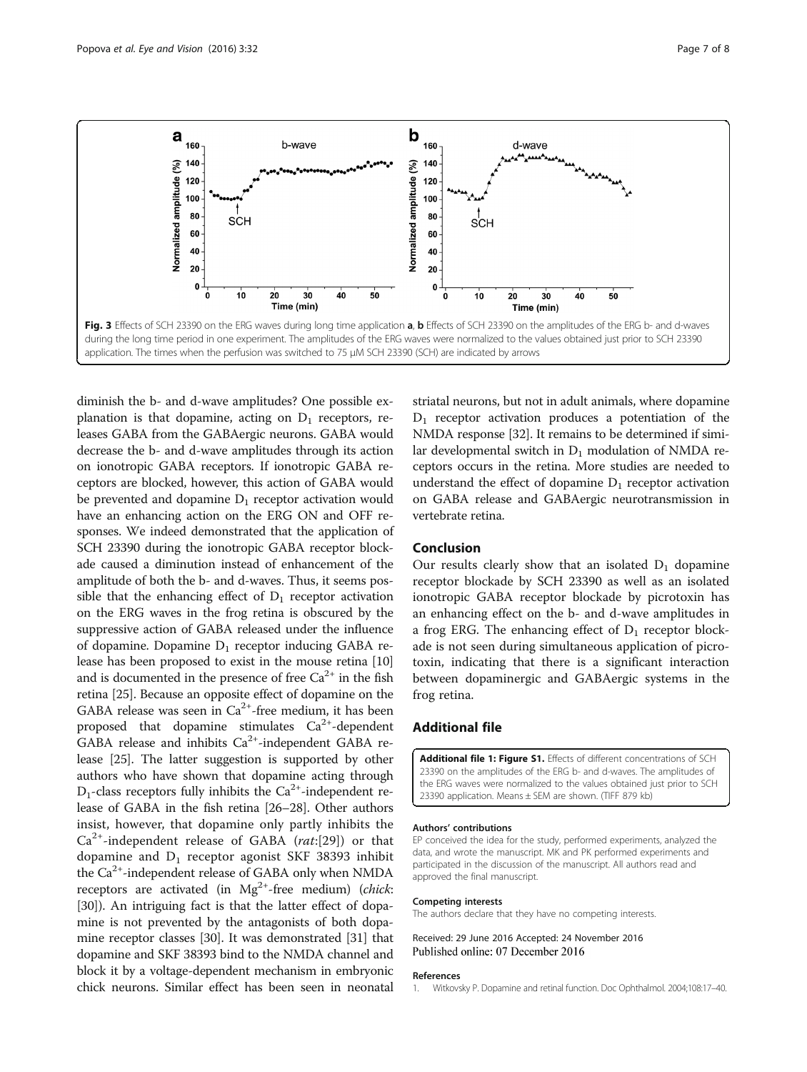Fig. 3 Effects of SCH 23390 on the ERG waves during long time application **a**, **b** Effects of SCH 23390 on the amplitudes of the ERG b- and d-waves during the long time period in one experiment. The amplitudes of the ERG waves were normalized to the values obtained just prior to SCH 23390 application. The times when the perfusion was switched to 75 μM SCH 23390 (SCH) are indicated by arrows

diminish the b- and d-wave amplitudes? One possible explanation is that dopamine, acting on $D_1$ receptors, releases GABA from the GABAergic neurons. GABA would decrease the b- and d-wave amplitudes through its action on ionotropic GABA receptors. If ionotropic GABA receptors are blocked, however, this action of GABA would be prevented and dopamine $D_1$ receptor activation would have an enhancing action on the ERG ON and OFF responses. We indeed demonstrated that the application of SCH 23390 during the ionotropic GABA receptor blockade caused a diminution instead of enhancement of the amplitude of both the b- and d-waves. Thus, it seems possible that the enhancing effect of $D_1$ receptor activation on the ERG waves in the frog retina is obscured by the suppressive action of GABA released under the influence of dopamine. Dopamine $D_1$ receptor inducing GABA release has been proposed to exist in the mouse retina [10] and is documented in the presence of free $Ca^{2+}$ in the fish retina [25]. Because an opposite effect of dopamine on the GABA release was seen in $Ca^{2+}$-free medium, it has been proposed that dopamine stimulates $Ca^{2+}$-dependent GABA release and inhibits $Ca^{2+}$-independent GABA release [25]. The latter suggestion is supported by other authors who have shown that dopamine acting through $D_1$-class receptors fully inhibits the $Ca^{2+}$-independent release of GABA in the fish retina [26–28]. Other authors insist, however, that dopamine only partly inhibits the $Ca^{2+}$-independent release of GABA (*rat*:[29]) or that dopamine and $D_1$ receptor agonist SKF 38393 inhibit the $Ca^{2+}$-independent release of GABA only when NMDA receptors are activated (in $Mg^{2+}$-free medium) (*chick*: [30]). An intriguing fact is that the latter effect of dopamine is not prevented by the antagonists of both dopamine receptor classes [30]. It was demonstrated [31] that dopamine and SKF 38393 bind to the NMDA channel and block it by a voltage-dependent mechanism in embryonic chick neurons. Similar effect has been seen in neonatal striatal neurons, but not in adult animals, where dopamine $D_1$ receptor activation produces a potentiation of the NMDA response [32]. It remains to be determined if similar developmental switch in $D_1$ modulation of NMDA receptors occurs in the retina. More studies are needed to understand the effect of dopamine $D_1$ receptor activation on GABA release and GABAergic neurotransmission in vertebrate retina.

## Conclusion

Our results clearly show that an isolated $D_1$ dopamine receptor blockade by SCH 23390 as well as an isolated ionotropic GABA receptor blockade by picrotoxin has an enhancing effect on the b- and d-wave amplitudes in a frog ERG. The enhancing effect of $D_1$ receptor blockade is not seen during simultaneous application of picrotoxin, indicating that there is a significant interaction between dopaminergic and GABAergic systems in the frog retina.

## Additional file

**Additional file 1: Figure S1.** Effects of different concentrations of SCH 23390 on the amplitudes of the ERG b- and d-waves. The amplitudes of the ERG waves were normalized to the values obtained just prior to SCH 23390 application. Means ± SEM are shown. (TIFF 879 kb)

#### Authors' contributions

EP conceived the idea for the study, performed experiments, analyzed the data, and wrote the manuscript. MK and PK performed experiments and participated in the discussion of the manuscript. All authors read and approved the final manuscript.

#### Competing interests

The authors declare that they have no competing interests.

Received: 29 June 2016 Accepted: 24 November 2016
Published online: 07 December 2016

#### References

1. Witkovsky P. Dopamine and retinal function. Doc Ophthalmol. 2004;108:17–40.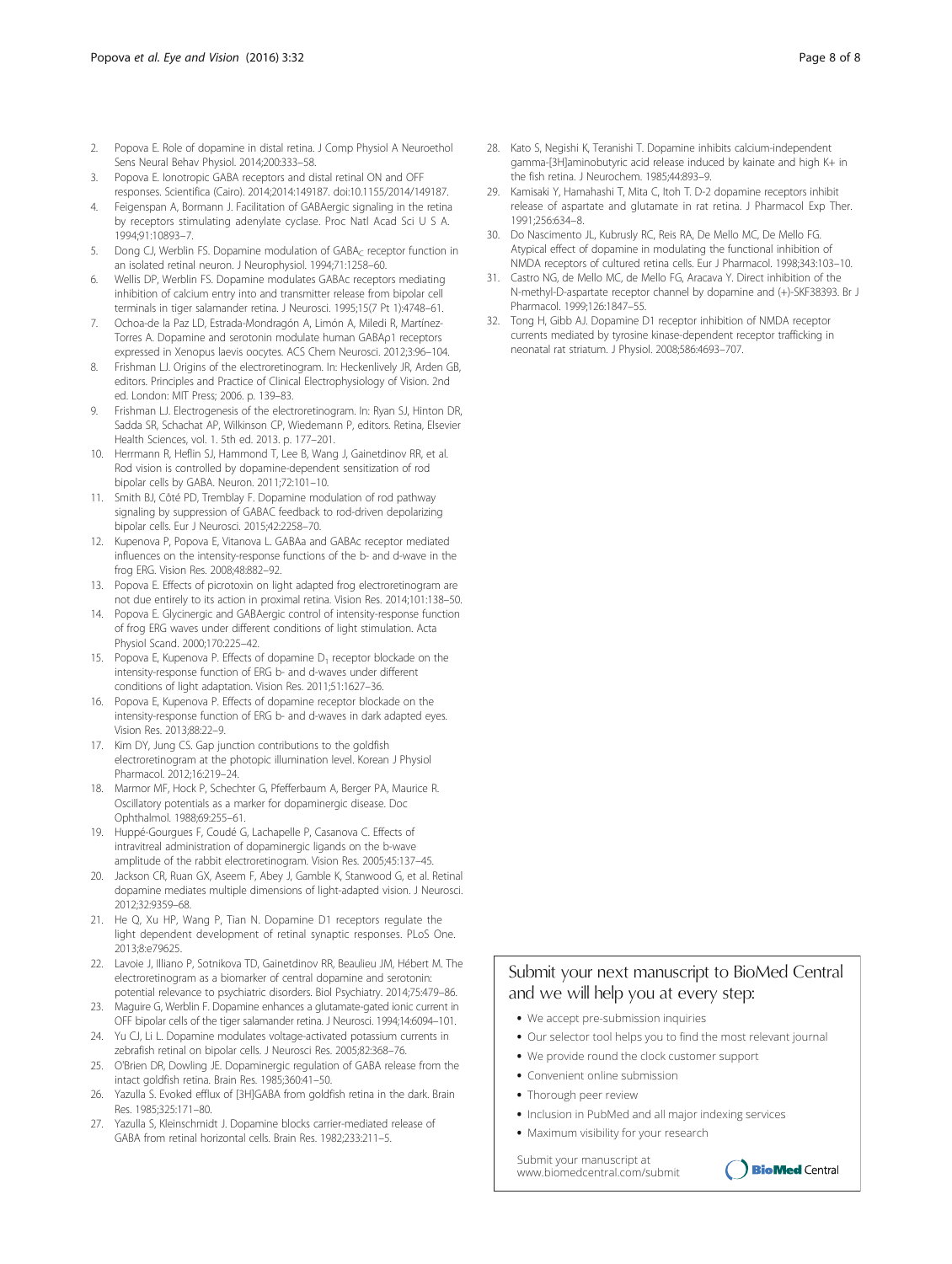2. Popova E. Role of dopamine in distal retina. J Comp Physiol A Neuroethol Sens Neural Behav Physiol. 2014;200:333–58.
3. Popova E. Ionotropic GABA receptors and distal retinal ON and OFF responses. Scientifica (Cairo). 2014;2014:149187. doi:10.1155/2014/149187.
4. Feigenspan A, Bormann J. Facilitation of GABAergic signaling in the retina by receptors stimulating adenylate cyclase. Proc Natl Acad Sci U S A. 1994;91:10893–7.
5. Dong CJ, Werblin FS. Dopamine modulation of $GABA_C$ receptor function in an isolated retinal neuron. J Neurophysiol. 1994;71:1258–60.
6. Wellis DP, Werblin FS. Dopamine modulates GABAc receptors mediating inhibition of calcium entry into and transmitter release from bipolar cell terminals in tiger salamander retina. J Neurosci. 1995;15(7 Pt 1):4748–61.
7. Ochoa-de la Paz LD, Estrada-Mondragón A, Limón A, Miledi R, Martínez-Torres A. Dopamine and serotonin modulate human GABAρ1 receptors expressed in Xenopus laevis oocytes. ACS Chem Neurosci. 2012;3:96–104.
8. Frishman LJ. Origins of the electroretinogram. In: Heckenlively JR, Arden GB, editors. Principles and Practice of Clinical Electrophysiology of Vision. 2nd ed. London: MIT Press; 2006. p. 139–83.
9. Frishman LJ. Electrogenesis of the electroretinogram. In: Ryan SJ, Hinton DR, Sadda SR, Schachat AP, Wilkinson CP, Wiedemann P, editors. Retina, Elsevier Health Sciences, vol. 1. 5th ed. 2013. p. 177–201.
10. Herrmann R, Heflin SJ, Hammond T, Lee B, Wang J, Gainetdinov RR, et al. Rod vision is controlled by dopamine-dependent sensitization of rod bipolar cells by GABA. Neuron. 2011;72:101–10.
11. Smith BJ, Côté PD, Tremblay F. Dopamine modulation of rod pathway signaling by suppression of GABAC feedback to rod-driven depolarizing bipolar cells. Eur J Neurosci. 2015;42:2258–70.
12. Kupenova P, Popova E, Vitanova L. GABAa and GABAc receptor mediated influences on the intensity-response functions of the b- and d-wave in the frog ERG. Vision Res. 2008;48:882–92.
13. Popova E. Effects of picrotoxin on light adapted frog electroretinogram are not due entirely to its action in proximal retina. Vision Res. 2014;101:138–50.
14. Popova E. Glycinergic and GABAergic control of intensity-response function of frog ERG waves under different conditions of light stimulation. Acta Physiol Scand. 2000;170:225–42.
15. Popova E, Kupenova P. Effects of dopamine $D_1$ receptor blockade on the intensity-response function of ERG b- and d-waves under different conditions of light adaptation. Vision Res. 2011;51:1627–36.
16. Popova E, Kupenova P. Effects of dopamine receptor blockade on the intensity-response function of ERG b- and d-waves in dark adapted eyes. Vision Res. 2013;88:22–9.
17. Kim DY, Jung CS. Gap junction contributions to the goldfish electroretinogram at the photopic illumination level. Korean J Physiol Pharmacol. 2012;16:219–24.
18. Marmor MF, Hock P, Schechter G, Pfefferbaum A, Berger PA, Maurice R. Oscillatory potentials as a marker for dopaminergic disease. Doc Ophthalmol. 1988;69:255–61.
19. Huppé-Gourgues F, Coudé G, Lachapelle P, Casanova C. Effects of intravitreal administration of dopaminergic ligands on the b-wave amplitude of the rabbit electroretinogram. Vision Res. 2005;45:137–45.
20. Jackson CR, Ruan GX, Aseem F, Abey J, Gamble K, Stanwood G, et al. Retinal dopamine mediates multiple dimensions of light-adapted vision. J Neurosci. 2012;32:9359–68.
21. He Q, Xu HP, Wang P, Tian N. Dopamine D1 receptors regulate the light dependent development of retinal synaptic responses. PLoS One. 2013;8:e79625.
22. Lavoie J, Illiano P, Sotnikova TD, Gainetdinov RR, Beaulieu JM, Hébert M. The electroretinogram as a biomarker of central dopamine and serotonin: potential relevance to psychiatric disorders. Biol Psychiatry. 2014;75:479–86.
23. Maguire G, Werblin F. Dopamine enhances a glutamate-gated ionic current in OFF bipolar cells of the tiger salamander retina. J Neurosci. 1994;14:6094–101.
24. Yu CJ, Li L. Dopamine modulates voltage-activated potassium currents in zebrafish retinal on bipolar cells. J Neurosci Res. 2005;82:368–76.
25. O'Brien DR, Dowling JE. Dopaminergic regulation of GABA release from the intact goldfish retina. Brain Res. 1985;360:41–50.
26. Yazulla S. Evoked efflux of [3H]GABA from goldfish retina in the dark. Brain Res. 1985;325:171–80.
27. Yazulla S, Kleinschmidt J. Dopamine blocks carrier-mediated release of GABA from retinal horizontal cells. Brain Res. 1982;233:211–5.
28. Kato S, Negishi K, Teranishi T. Dopamine inhibits calcium-independent gamma-[3H]aminobutyric acid release induced by kainate and high K+ in the fish retina. J Neurochem. 1985;44:893–9.
29. Kamisaki Y, Hamahashi T, Mita C, Itoh T. D-2 dopamine receptors inhibit release of aspartate and glutamate in rat retina. J Pharmacol Exp Ther. 1991;256:634–8.
30. Do Nascimento JL, Kubrusly RC, Reis RA, De Mello MC, De Mello FG. Atypical effect of dopamine in modulating the functional inhibition of NMDA receptors of cultured retina cells. Eur J Pharmacol. 1998;343:103–10.
31. Castro NG, de Mello MC, de Mello FG, Aracava Y. Direct inhibition of the N-methyl-D-aspartate receptor channel by dopamine and (+)-SKF38393. Br J Pharmacol. 1999;126:1847–55.
32. Tong H, Gibb AJ. Dopamine D1 receptor inhibition of NMDA receptor currents mediated by tyrosine kinase-dependent receptor trafficking in neonatal rat striatum. J Physiol. 2008;586:4693–707.

Submit your next manuscript to BioMed Central and we will help you at every step:

- We accept pre-submission inquiries
- Our selector tool helps you to find the most relevant journal
- We provide round the clock customer support
- Convenient online submission
- Thorough peer review
- Inclusion in PubMed and all major indexing services
- Maximum visibility for your research

Submit your manuscript at www.biomedcentral.com/submit

BioMed Central